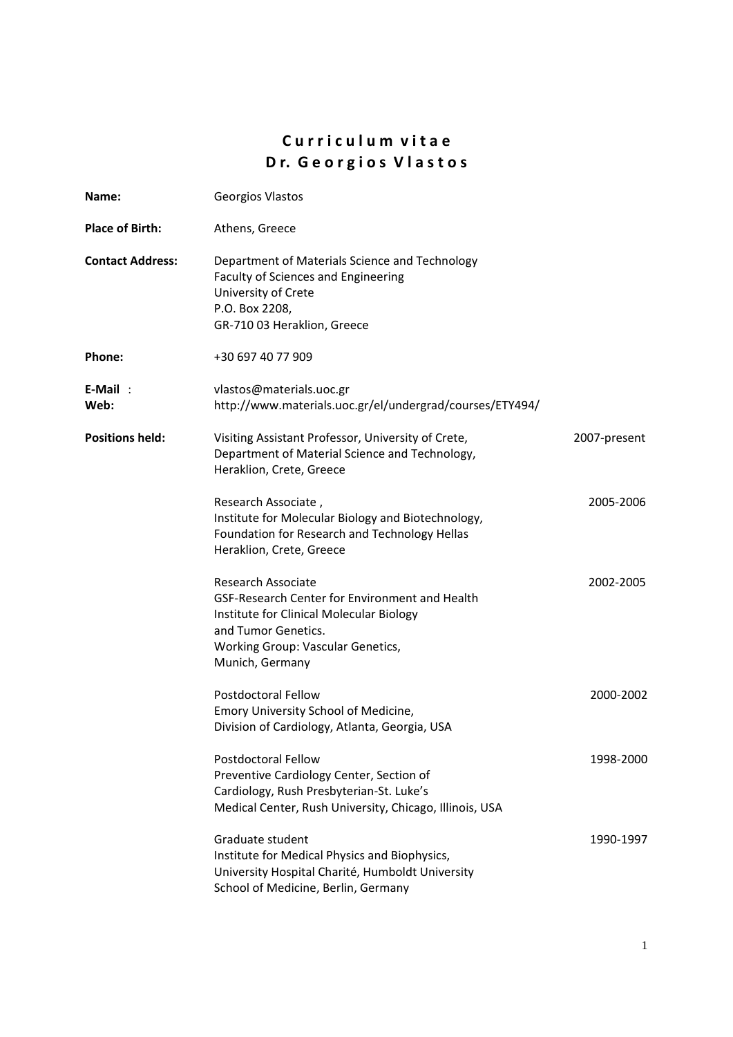# Curriculum vitae
# Dr. Georgios Vlastos

| | | |
|---|---|---|
| **Name:** | Georgios Vlastos | |
| **Place of Birth:** | Athens, Greece | |
| **Contact Address:** | Department of Materials Science and Technology<br>Faculty of Sciences and Engineering<br>University of Crete<br>P.O. Box 2208,<br>GR-710 03 Heraklion, Greece | |
| **Phone:** | +30 697 40 77 909 | |
| **E-Mail** : | vlastos@materials.uoc.gr | |
| **Web:** | http://www.materials.uoc.gr/el/undergrad/courses/ETY494/ | |
| **Positions held:** | Visiting Assistant Professor, University of Crete,<br>Department of Material Science and Technology,<br>Heraklion, Crete, Greece | 2007-present |
| | Research Associate ,<br>Institute for Molecular Biology and Biotechnology,<br>Foundation for Research and Technology Hellas<br>Heraklion, Crete, Greece | 2005-2006 |
| | Research Associate<br>GSF-Research Center for Environment and Health<br>Institute for Clinical Molecular Biology<br>and Tumor Genetics.<br>Working Group: Vascular Genetics,<br>Munich, Germany | 2002-2005 |
| | Postdoctoral Fellow<br>Emory University School of Medicine,<br>Division of Cardiology, Atlanta, Georgia, USA | 2000-2002 |
| | Postdoctoral Fellow<br>Preventive Cardiology Center, Section of<br>Cardiology, Rush Presbyterian-St. Luke's<br>Medical Center, Rush University, Chicago, Illinois, USA | 1998-2000 |
| | Graduate student<br>Institute for Medical Physics and Biophysics,<br>University Hospital Charité, Humboldt University<br>School of Medicine, Berlin, Germany | 1990-1997 |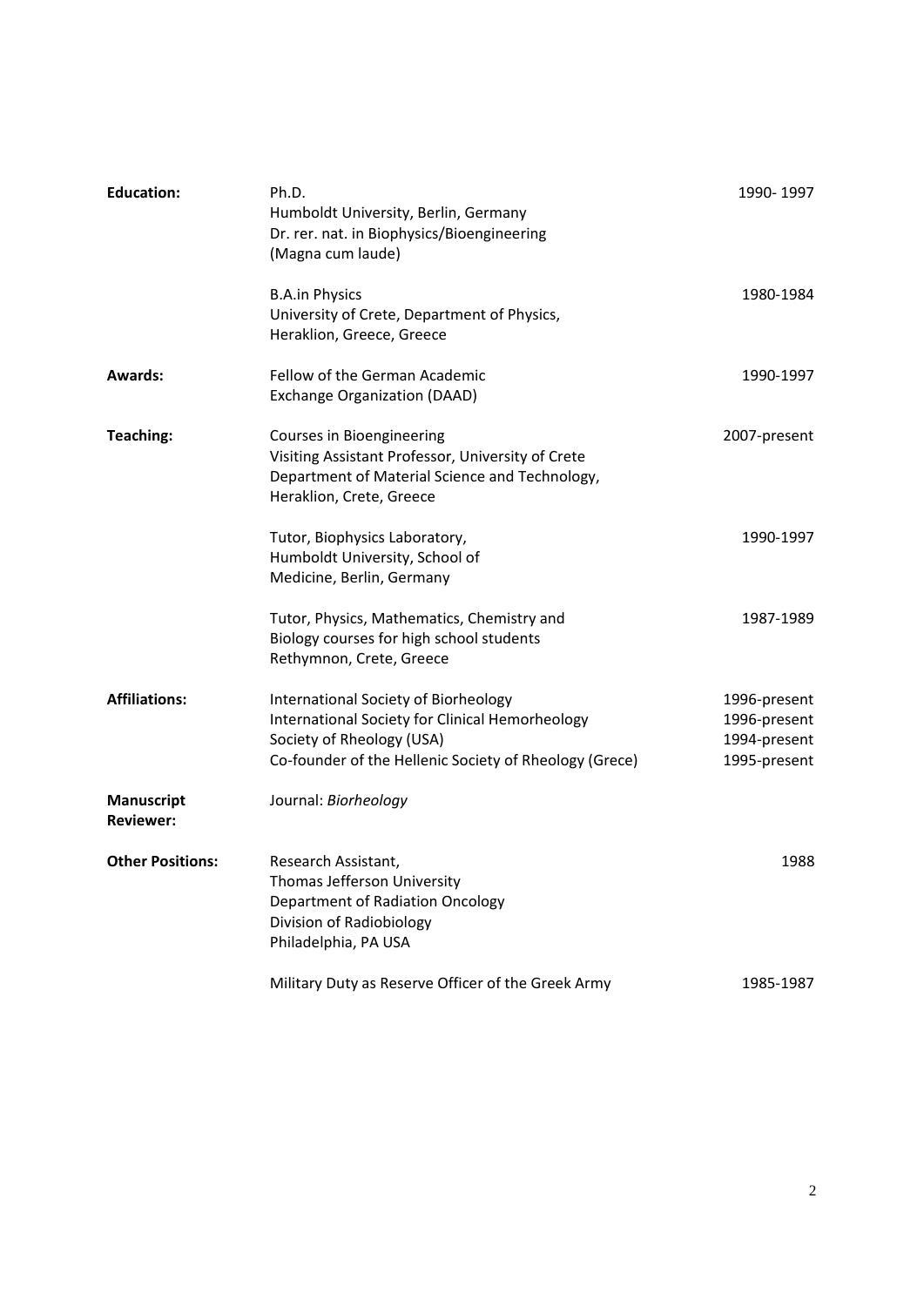**Education:**

Ph.D. — 1990- 1997
Humboldt University, Berlin, Germany
Dr. rer. nat. in Biophysics/Bioengineering
(Magna cum laude)

B.A.in Physics — 1980-1984
University of Crete, Department of Physics,
Heraklion, Greece, Greece

**Awards:**

Fellow of the German Academic Exchange Organization (DAAD) — 1990-1997

**Teaching:**

Courses in Bioengineering — 2007-present
Visiting Assistant Professor, University of Crete
Department of Material Science and Technology,
Heraklion, Crete, Greece

Tutor, Biophysics Laboratory, — 1990-1997
Humboldt University, School of
Medicine, Berlin, Germany

Tutor, Physics, Mathematics, Chemistry and — 1987-1989
Biology courses for high school students
Rethymnon, Crete, Greece

**Affiliations:**

| Affiliation | Years |
|---|---|
| International Society of Biorheology | 1996-present |
| International Society for Clinical Hemorheology | 1996-present |
| Society of Rheology (USA) | 1994-present |
| Co-founder of the Hellenic Society of Rheology (Grece) | 1995-present |

**Manuscript Reviewer:**

Journal: *Biorheology*

**Other Positions:**

Research Assistant, — 1988
Thomas Jefferson University
Department of Radiation Oncology
Division of Radiobiology
Philadelphia, PA USA

Military Duty as Reserve Officer of the Greek Army — 1985-1987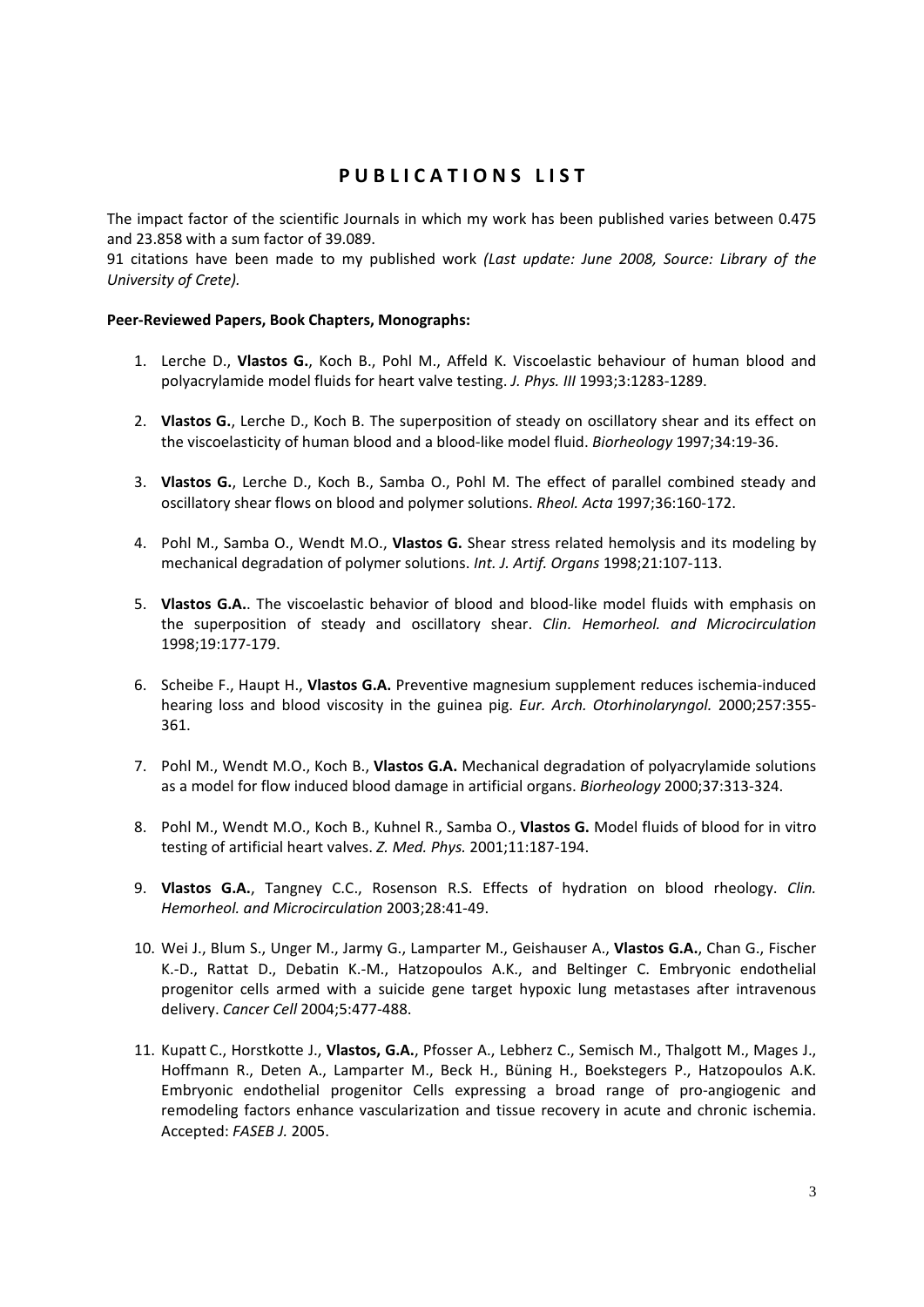## PUBLICATIONS LIST

The impact factor of the scientific Journals in which my work has been published varies between 0.475 and 23.858 with a sum factor of 39.089.

91 citations have been made to my published work *(Last update: June 2008, Source: Library of the University of Crete).*

**Peer-Reviewed Papers, Book Chapters, Monographs:**

1. Lerche D., **Vlastos G.**, Koch B., Pohl M., Affeld K. Viscoelastic behaviour of human blood and polyacrylamide model fluids for heart valve testing. *J. Phys. III* 1993;3:1283-1289.

2. **Vlastos G.**, Lerche D., Koch B. The superposition of steady on oscillatory shear and its effect on the viscoelasticity of human blood and a blood-like model fluid. *Biorheology* 1997;34:19-36.

3. **Vlastos G.**, Lerche D., Koch B., Samba O., Pohl M. The effect of parallel combined steady and oscillatory shear flows on blood and polymer solutions. *Rheol. Acta* 1997;36:160-172.

4. Pohl M., Samba O., Wendt M.O., **Vlastos G.** Shear stress related hemolysis and its modeling by mechanical degradation of polymer solutions. *Int. J. Artif. Organs* 1998;21:107-113.

5. **Vlastos G.A.**. The viscoelastic behavior of blood and blood-like model fluids with emphasis on the superposition of steady and oscillatory shear. *Clin. Hemorheol. and Microcirculation* 1998;19:177-179.

6. Scheibe F., Haupt H., **Vlastos G.A.** Preventive magnesium supplement reduces ischemia-induced hearing loss and blood viscosity in the guinea pig. *Eur. Arch. Otorhinolaryngol.* 2000;257:355-361.

7. Pohl M., Wendt M.O., Koch B., **Vlastos G.A.** Mechanical degradation of polyacrylamide solutions as a model for flow induced blood damage in artificial organs. *Biorheology* 2000;37:313-324.

8. Pohl M., Wendt M.O., Koch B., Kuhnel R., Samba O., **Vlastos G.** Model fluids of blood for in vitro testing of artificial heart valves. *Z. Med. Phys.* 2001;11:187-194.

9. **Vlastos G.A.**, Tangney C.C., Rosenson R.S. Effects of hydration on blood rheology. *Clin. Hemorheol. and Microcirculation* 2003;28:41-49.

10. Wei J., Blum S., Unger M., Jarmy G., Lamparter M., Geishauser A., **Vlastos G.A.**, Chan G., Fischer K.-D., Rattat D., Debatin K.-M., Hatzopoulos A.K., and Beltinger C. Embryonic endothelial progenitor cells armed with a suicide gene target hypoxic lung metastases after intravenous delivery. *Cancer Cell* 2004;5:477-488.

11. Kupatt C., Horstkotte J., **Vlastos, G.A.**, Pfosser A., Lebherz C., Semisch M., Thalgott M., Mages J., Hoffmann R., Deten A., Lamparter M., Beck H., Büning H., Boekstegers P., Hatzopoulos A.K. Embryonic endothelial progenitor Cells expressing a broad range of pro-angiogenic and remodeling factors enhance vascularization and tissue recovery in acute and chronic ischemia. Accepted: *FASEB J.* 2005.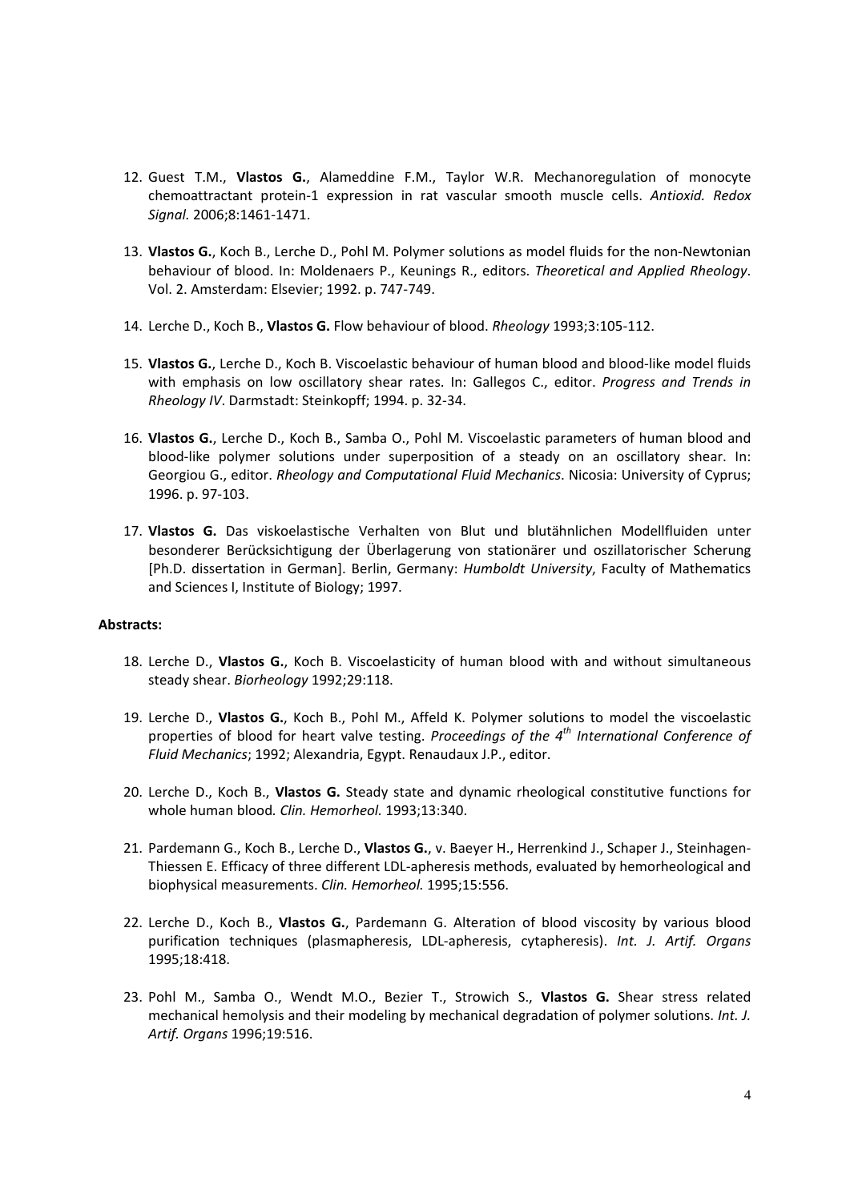12. Guest T.M., **Vlastos G.**, Alameddine F.M., Taylor W.R. Mechanoregulation of monocyte chemoattractant protein-1 expression in rat vascular smooth muscle cells. *Antioxid. Redox Signal.* 2006;8:1461-1471.

13. **Vlastos G.**, Koch B., Lerche D., Pohl M. Polymer solutions as model fluids for the non-Newtonian behaviour of blood. In: Moldenaers P., Keunings R., editors. *Theoretical and Applied Rheology*. Vol. 2. Amsterdam: Elsevier; 1992. p. 747-749.

14. Lerche D., Koch B., **Vlastos G.** Flow behaviour of blood. *Rheology* 1993;3:105-112.

15. **Vlastos G.**, Lerche D., Koch B. Viscoelastic behaviour of human blood and blood-like model fluids with emphasis on low oscillatory shear rates. In: Gallegos C., editor. *Progress and Trends in Rheology IV*. Darmstadt: Steinkopff; 1994. p. 32-34.

16. **Vlastos G.**, Lerche D., Koch B., Samba O., Pohl M. Viscoelastic parameters of human blood and blood-like polymer solutions under superposition of a steady on an oscillatory shear. In: Georgiou G., editor. *Rheology and Computational Fluid Mechanics*. Nicosia: University of Cyprus; 1996. p. 97-103.

17. **Vlastos G.** Das viskoelastische Verhalten von Blut und blutähnlichen Modellfluiden unter besonderer Berücksichtigung der Überlagerung von stationärer und oszillatorischer Scherung [Ph.D. dissertation in German]. Berlin, Germany: *Humboldt University*, Faculty of Mathematics and Sciences I, Institute of Biology; 1997.

**Abstracts:**

18. Lerche D., **Vlastos G.**, Koch B. Viscoelasticity of human blood with and without simultaneous steady shear. *Biorheology* 1992;29:118.

19. Lerche D., **Vlastos G.**, Koch B., Pohl M., Affeld K. Polymer solutions to model the viscoelastic properties of blood for heart valve testing. *Proceedings of the 4th International Conference of Fluid Mechanics*; 1992; Alexandria, Egypt. Renaudaux J.P., editor.

20. Lerche D., Koch B., **Vlastos G.** Steady state and dynamic rheological constitutive functions for whole human blood. *Clin. Hemorheol.* 1993;13:340.

21. Pardemann G., Koch B., Lerche D., **Vlastos G.**, v. Baeyer H., Herrenkind J., Schaper J., Steinhagen-Thiessen E. Efficacy of three different LDL-apheresis methods, evaluated by hemorheological and biophysical measurements. *Clin. Hemorheol.* 1995;15:556.

22. Lerche D., Koch B., **Vlastos G.**, Pardemann G. Alteration of blood viscosity by various blood purification techniques (plasmapheresis, LDL-apheresis, cytapheresis). *Int. J. Artif. Organs* 1995;18:418.

23. Pohl M., Samba O., Wendt M.O., Bezier T., Strowich S., **Vlastos G.** Shear stress related mechanical hemolysis and their modeling by mechanical degradation of polymer solutions. *Int. J. Artif. Organs* 1996;19:516.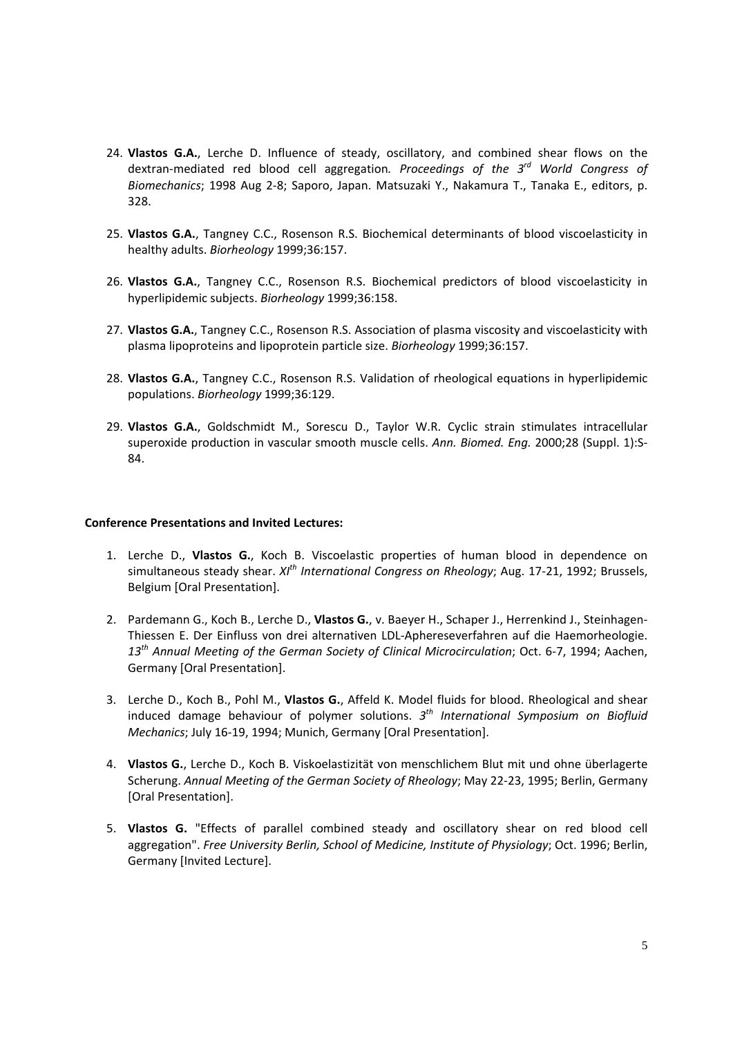24. **Vlastos G.A.**, Lerche D. Influence of steady, oscillatory, and combined shear flows on the dextran-mediated red blood cell aggregation*. Proceedings of the 3rd World Congress of Biomechanics*; 1998 Aug 2-8; Saporo, Japan. Matsuzaki Y., Nakamura T., Tanaka E., editors, p. 328.

25. **Vlastos G.A.**, Tangney C.C., Rosenson R.S. Biochemical determinants of blood viscoelasticity in healthy adults. *Biorheology* 1999;36:157.

26. **Vlastos G.A.**, Tangney C.C., Rosenson R.S. Biochemical predictors of blood viscoelasticity in hyperlipidemic subjects. *Biorheology* 1999;36:158.

27. **Vlastos G.A.**, Tangney C.C., Rosenson R.S. Association of plasma viscosity and viscoelasticity with plasma lipoproteins and lipoprotein particle size. *Biorheology* 1999;36:157.

28. **Vlastos G.A.**, Tangney C.C., Rosenson R.S. Validation of rheological equations in hyperlipidemic populations. *Biorheology* 1999;36:129.

29. **Vlastos G.A.**, Goldschmidt M., Sorescu D., Taylor W.R. Cyclic strain stimulates intracellular superoxide production in vascular smooth muscle cells. *Ann. Biomed. Eng.* 2000;28 (Suppl. 1):S-84.

**Conference Presentations and Invited Lectures:**

1. Lerche D., **Vlastos G.**, Koch B. Viscoelastic properties of human blood in dependence on simultaneous steady shear. *XIth International Congress on Rheology*; Aug. 17-21, 1992; Brussels, Belgium [Oral Presentation].

2. Pardemann G., Koch B., Lerche D., **Vlastos G.**, v. Baeyer H., Schaper J., Herrenkind J., Steinhagen-Thiessen E. Der Einfluss von drei alternativen LDL-Aphereseverfahren auf die Haemorheologie. *13th Annual Meeting of the German Society of Clinical Microcirculation*; Oct. 6-7, 1994; Aachen, Germany [Oral Presentation].

3. Lerche D., Koch B., Pohl M., **Vlastos G.**, Affeld K. Model fluids for blood. Rheological and shear induced damage behaviour of polymer solutions. *3th International Symposium on Biofluid Mechanics*; July 16-19, 1994; Munich, Germany [Oral Presentation].

4. **Vlastos G.**, Lerche D., Koch B. Viskoelastizität von menschlichem Blut mit und ohne überlagerte Scherung. *Annual Meeting of the German Society of Rheology*; May 22-23, 1995; Berlin, Germany [Oral Presentation].

5. **Vlastos G.** "Effects of parallel combined steady and oscillatory shear on red blood cell aggregation". *Free University Berlin, School of Medicine, Institute of Physiology*; Oct. 1996; Berlin, Germany [Invited Lecture].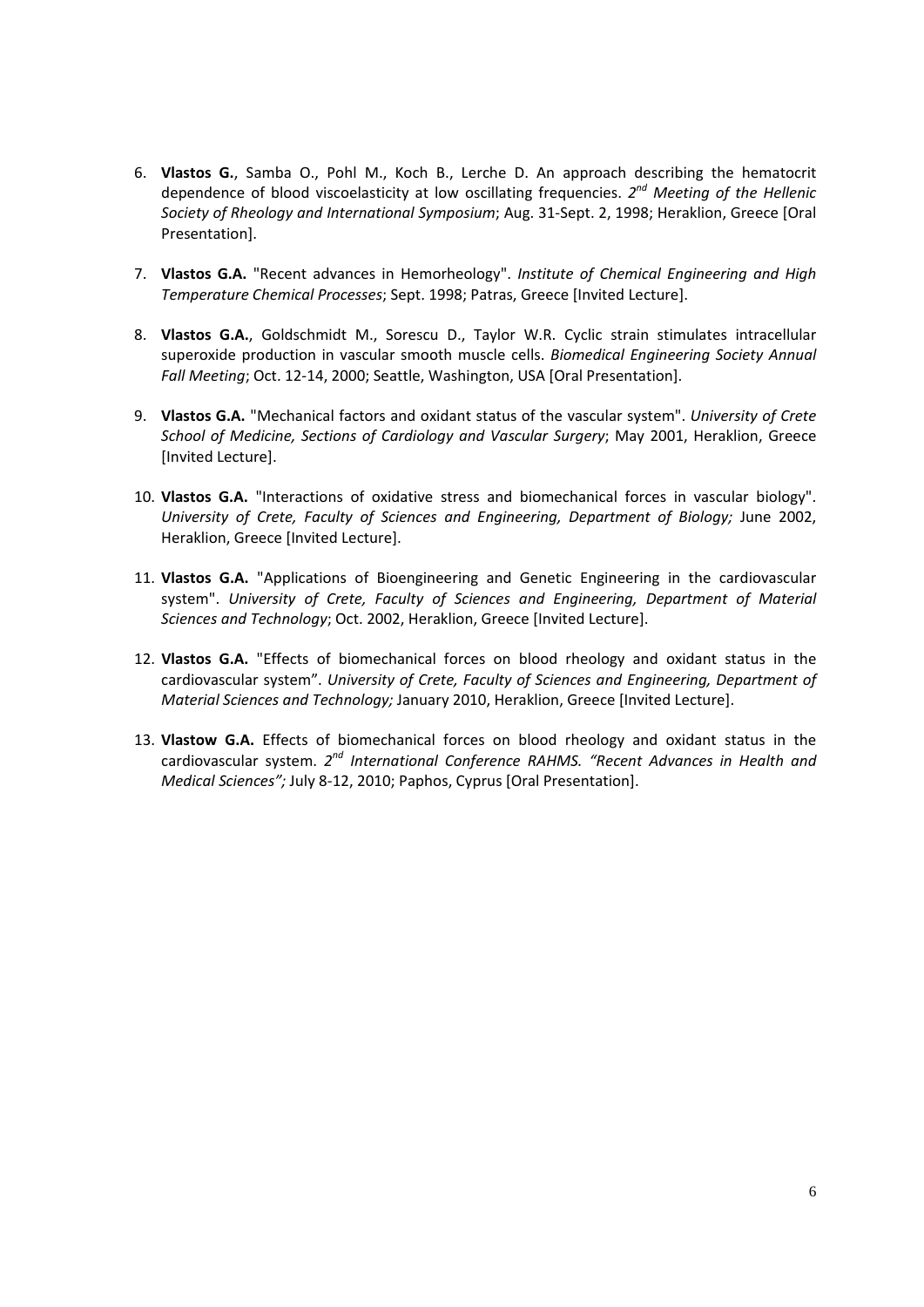6. **Vlastos G.**, Samba O., Pohl M., Koch B., Lerche D. An approach describing the hematocrit dependence of blood viscoelasticity at low oscillating frequencies. *2nd Meeting of the Hellenic Society of Rheology and International Symposium*; Aug. 31-Sept. 2, 1998; Heraklion, Greece [Oral Presentation].

7. **Vlastos G.A.** "Recent advances in Hemorheology". *Institute of Chemical Engineering and High Temperature Chemical Processes*; Sept. 1998; Patras, Greece [Invited Lecture].

8. **Vlastos G.A.**, Goldschmidt M., Sorescu D., Taylor W.R. Cyclic strain stimulates intracellular superoxide production in vascular smooth muscle cells. *Biomedical Engineering Society Annual Fall Meeting*; Oct. 12-14, 2000; Seattle, Washington, USA [Oral Presentation].

9. **Vlastos G.A.** "Mechanical factors and oxidant status of the vascular system". *University of Crete School of Medicine, Sections of Cardiology and Vascular Surgery*; May 2001, Heraklion, Greece [Invited Lecture].

10. **Vlastos G.A.** "Interactions of oxidative stress and biomechanical forces in vascular biology". *University of Crete, Faculty of Sciences and Engineering, Department of Biology;* June 2002, Heraklion, Greece [Invited Lecture].

11. **Vlastos G.A.** "Applications of Bioengineering and Genetic Engineering in the cardiovascular system". *University of Crete, Faculty of Sciences and Engineering, Department of Material Sciences and Technology*; Oct. 2002, Heraklion, Greece [Invited Lecture].

12. **Vlastos G.A.** "Effects of biomechanical forces on blood rheology and oxidant status in the cardiovascular system". *University of Crete, Faculty of Sciences and Engineering, Department of Material Sciences and Technology;* January 2010, Heraklion, Greece [Invited Lecture].

13. **Vlastow G.A.** Effects of biomechanical forces on blood rheology and oxidant status in the cardiovascular system. *2nd International Conference RAHMS. "Recent Advances in Health and Medical Sciences";* July 8-12, 2010; Paphos, Cyprus [Oral Presentation].